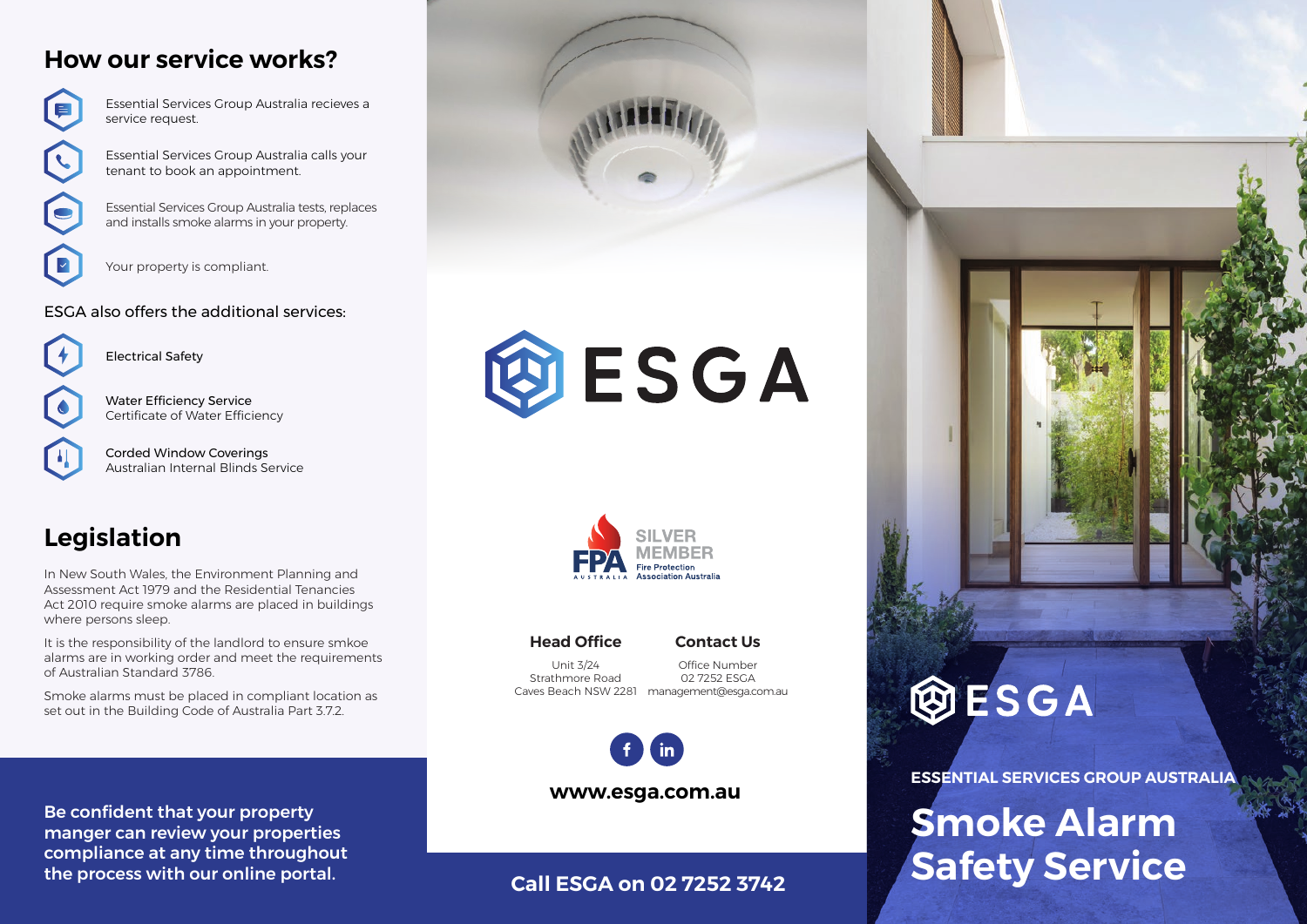## How our service works?

- Essential Services Group Australia recieves a service request.
- Essential Services Group Australia calls your tenant to book an appointment.
- Essential Services Group Australia tests, replaces and installs smoke alarms in your property.
- Your property is compliant.

ESGA also offers the additional services:

- Electrical Safety
- Water Efficiency Service  
  Certificate of Water Efficiency
- Corded Window Coverings  
  Australian Internal Blinds Service

## Legislation

In New South Wales, the Environment Planning and Assessment Act 1979 and the Residential Tenancies Act 2010 require smoke alarms are placed in buildings where persons sleep.

It is the responsibility of the landlord to ensure smkoe alarms are in working order and meet the requirements of Australian Standard 3786.

Smoke alarms must be placed in compliant location as set out in the Building Code of Australia Part 3.7.2.

**Be confident that your property manger can review your properties compliance at any time throughout the process with our online portal.**

ESGA

FPA AUSTRALIA — SILVER MEMBER — Fire Protection Association Australia

**Head Office**

Unit 3/24  
Strathmore Road  
Caves Beach NSW 2281

**Contact Us**

Office Number  
02 7252 ESGA  
management@esga.com.au

**www.esga.com.au**

**Call ESGA on 02 7252 3742**

ESGA

**ESSENTIAL SERVICES GROUP AUSTRALIA**

# Smoke Alarm Safety Service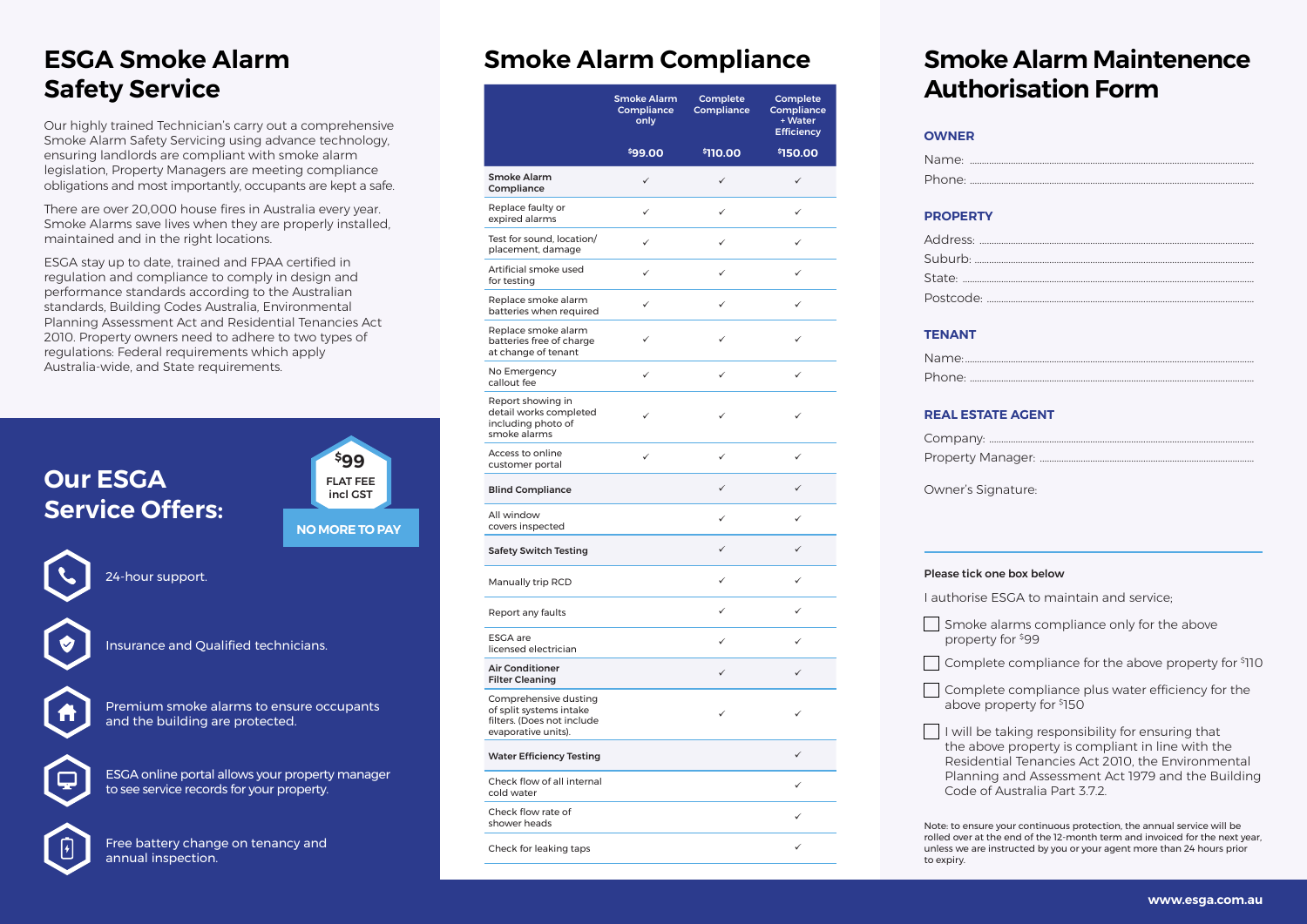# ESGA Smoke Alarm Safety Service

Our highly trained Technician's carry out a comprehensive Smoke Alarm Safety Servicing using advance technology, ensuring landlords are compliant with smoke alarm legislation, Property Managers are meeting compliance obligations and most importantly, occupants are kept a safe.

There are over 20,000 house fires in Australia every year. Smoke Alarms save lives when they are properly installed, maintained and in the right locations.

ESGA stay up to date, trained and FPAA certified in regulation and compliance to comply in design and performance standards according to the Australian standards, Building Codes Australia, Environmental Planning Assessment Act and Residential Tenancies Act 2010. Property owners need to adhere to two types of regulations: Federal requirements which apply Australia-wide, and State requirements.

## Our ESGA Service Offers:

$99 FLAT FEE incl GST

NO MORE TO PAY

- 24-hour support.
- Insurance and Qualified technicians.
- Premium smoke alarms to ensure occupants and the building are protected.
- ESGA online portal allows your property manager to see service records for your property.
- Free battery change on tenancy and annual inspection.

# Smoke Alarm Compliance

| | Smoke Alarm Compliance only<br>$99.00 | Complete Compliance<br>$110.00 | Complete Compliance + Water Efficiency<br>$150.00 |
|---|---|---|---|
| **Smoke Alarm Compliance** | ✓ | ✓ | ✓ |
| Replace faulty or expired alarms | ✓ | ✓ | ✓ |
| Test for sound, location/ placement, damage | ✓ | ✓ | ✓ |
| Artificial smoke used for testing | ✓ | ✓ | ✓ |
| Replace smoke alarm batteries when required | ✓ | ✓ | ✓ |
| Replace smoke alarm batteries free of charge at change of tenant | ✓ | ✓ | ✓ |
| No Emergency callout fee | ✓ | ✓ | ✓ |
| Report showing in detail works completed including photo of smoke alarms | ✓ | ✓ | ✓ |
| Access to online customer portal | ✓ | ✓ | ✓ |
| **Blind Compliance** | | ✓ | ✓ |
| All window covers inspected | | ✓ | ✓ |
| **Safety Switch Testing** | | ✓ | ✓ |
| Manually trip RCD | | ✓ | ✓ |
| Report any faults | | ✓ | ✓ |
| ESGA are licensed electrician | | ✓ | ✓ |
| **Air Conditioner Filter Cleaning** | | ✓ | ✓ |
| Comprehensive dusting of split systems intake filters. (Does not include evaporative units). | | ✓ | ✓ |
| **Water Efficiency Testing** | | | ✓ |
| Check flow of all internal cold water | | | ✓ |
| Check flow rate of shower heads | | | ✓ |
| Check for leaking taps | | | ✓ |

# Smoke Alarm Maintenence Authorisation Form

### OWNER

Name: ..........

Phone: ..........

### PROPERTY

Address: ..........

Suburb: ..........

State: ..........

Postcode: ..........

### TENANT

Name: ..........

Phone: ..........

### REAL ESTATE AGENT

Company: ..........

Property Manager: ..........

Owner's Signature:

**Please tick one box below**

I authorise ESGA to maintain and service;

- ☐ Smoke alarms compliance only for the above property for $99
- ☐ Complete compliance for the above property for $110
- ☐ Complete compliance plus water efficiency for the above property for $150
- ☐ I will be taking responsibility for ensuring that the above property is compliant in line with the Residential Tenancies Act 2010, the Environmental Planning and Assessment Act 1979 and the Building Code of Australia Part 3.7.2.

Note: to ensure your continuous protection, the annual service will be rolled over at the end of the 12-month term and invoiced for the next year, unless we are instructed by you or your agent more than 24 hours prior to expiry.

www.esga.com.au